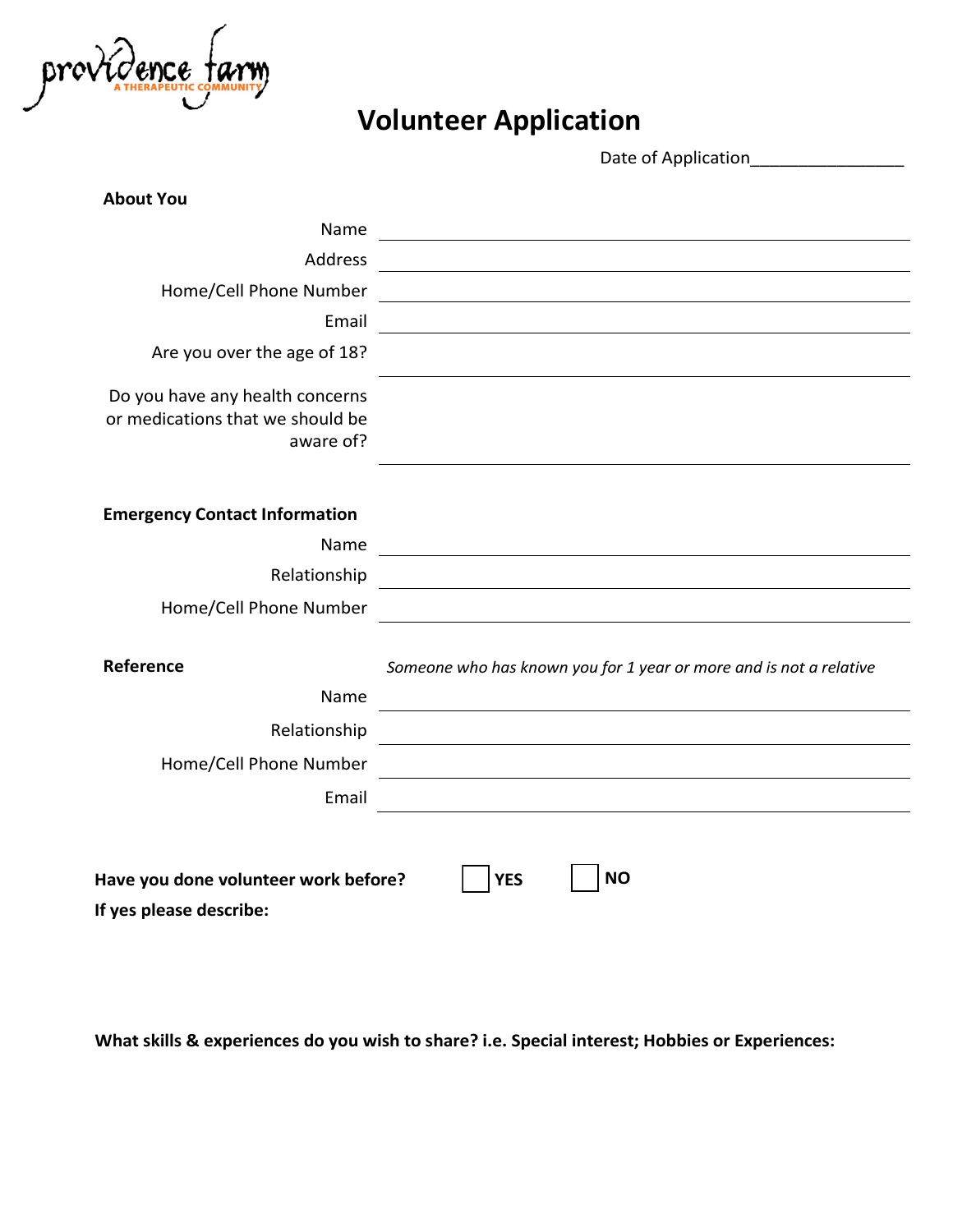providence farm
A THERAPEUTIC COMMUNITY

# Volunteer Application

Date of Application________________

**About You**

Name ____________________

Address ____________________

Home/Cell Phone Number ____________________

Email ____________________

Are you over the age of 18? ____________________

Do you have any health concerns or medications that we should be aware of? ____________________

**Emergency Contact Information**

Name ____________________

Relationship ____________________

Home/Cell Phone Number ____________________

**Reference** *Someone who has known you for 1 year or more and is not a relative*

Name ____________________

Relationship ____________________

Home/Cell Phone Number ____________________

Email ____________________

**Have you done volunteer work before?** ☐ **YES** ☐ **NO**

**If yes please describe:**

**What skills & experiences do you wish to share? i.e. Special interest; Hobbies or Experiences:**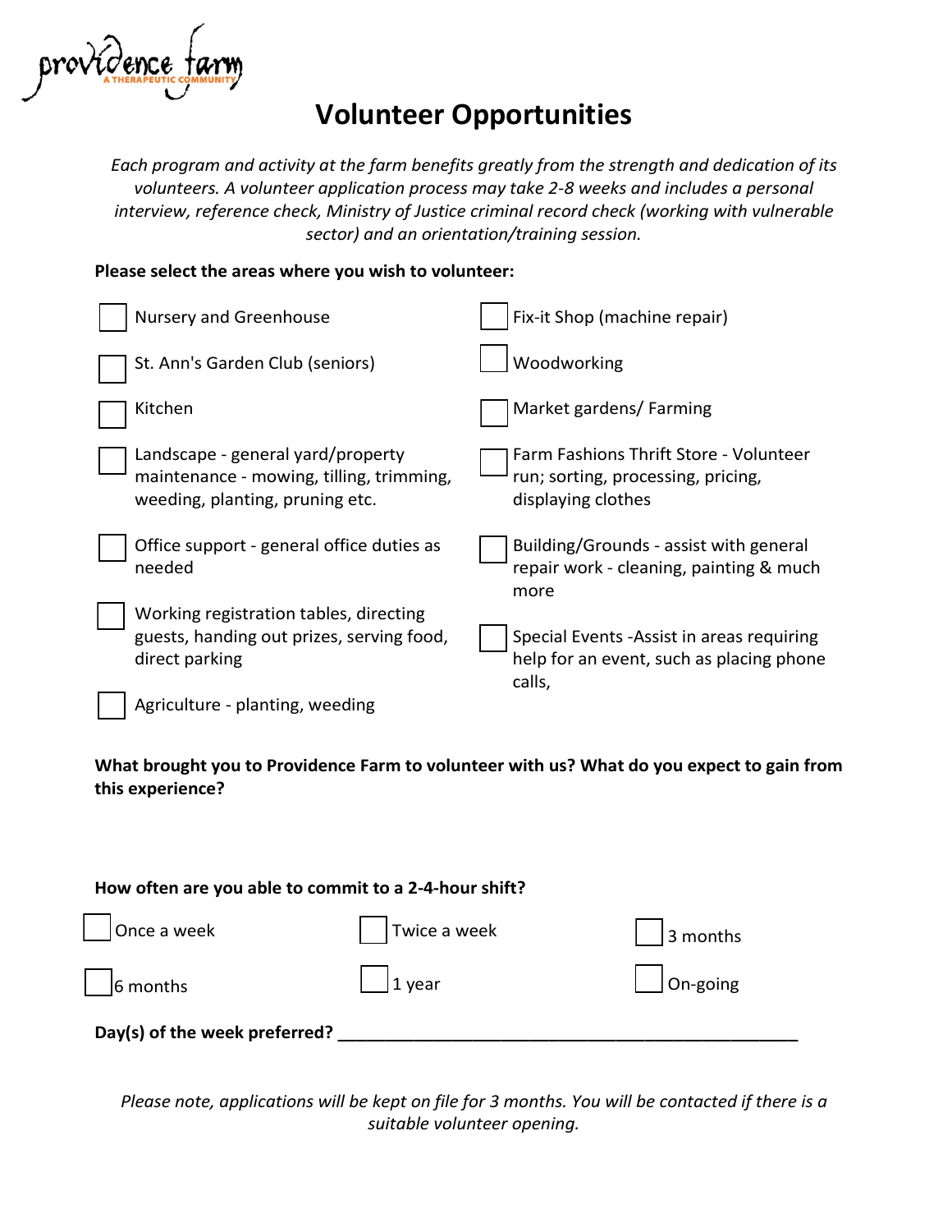providence farm
A THERAPEUTIC COMMUNITY

# Volunteer Opportunities

*Each program and activity at the farm benefits greatly from the strength and dedication of its volunteers. A volunteer application process may take 2-8 weeks and includes a personal interview, reference check, Ministry of Justice criminal record check (working with vulnerable sector) and an orientation/training session.*

**Please select the areas where you wish to volunteer:**

- ☐ Nursery and Greenhouse
- ☐ St. Ann's Garden Club (seniors)
- ☐ Kitchen
- ☐ Landscape - general yard/property maintenance - mowing, tilling, trimming, weeding, planting, pruning etc.
- ☐ Office support - general office duties as needed
- ☐ Working registration tables, directing guests, handing out prizes, serving food, direct parking
- ☐ Agriculture - planting, weeding
- ☐ Fix-it Shop (machine repair)
- ☐ Woodworking
- ☐ Market gardens/ Farming
- ☐ Farm Fashions Thrift Store - Volunteer run; sorting, processing, pricing, displaying clothes
- ☐ Building/Grounds - assist with general repair work - cleaning, painting & much more
- ☐ Special Events -Assist in areas requiring help for an event, such as placing phone calls,

**What brought you to Providence Farm to volunteer with us? What do you expect to gain from this experience?**

**How often are you able to commit to a 2-4-hour shift?**

- ☐ Once a week
- ☐ Twice a week
- ☐ 3 months
- ☐ 6 months
- ☐ 1 year
- ☐ On-going

**Day(s) of the week preferred?** ___________________________________________________

*Please note, applications will be kept on file for 3 months. You will be contacted if there is a suitable volunteer opening.*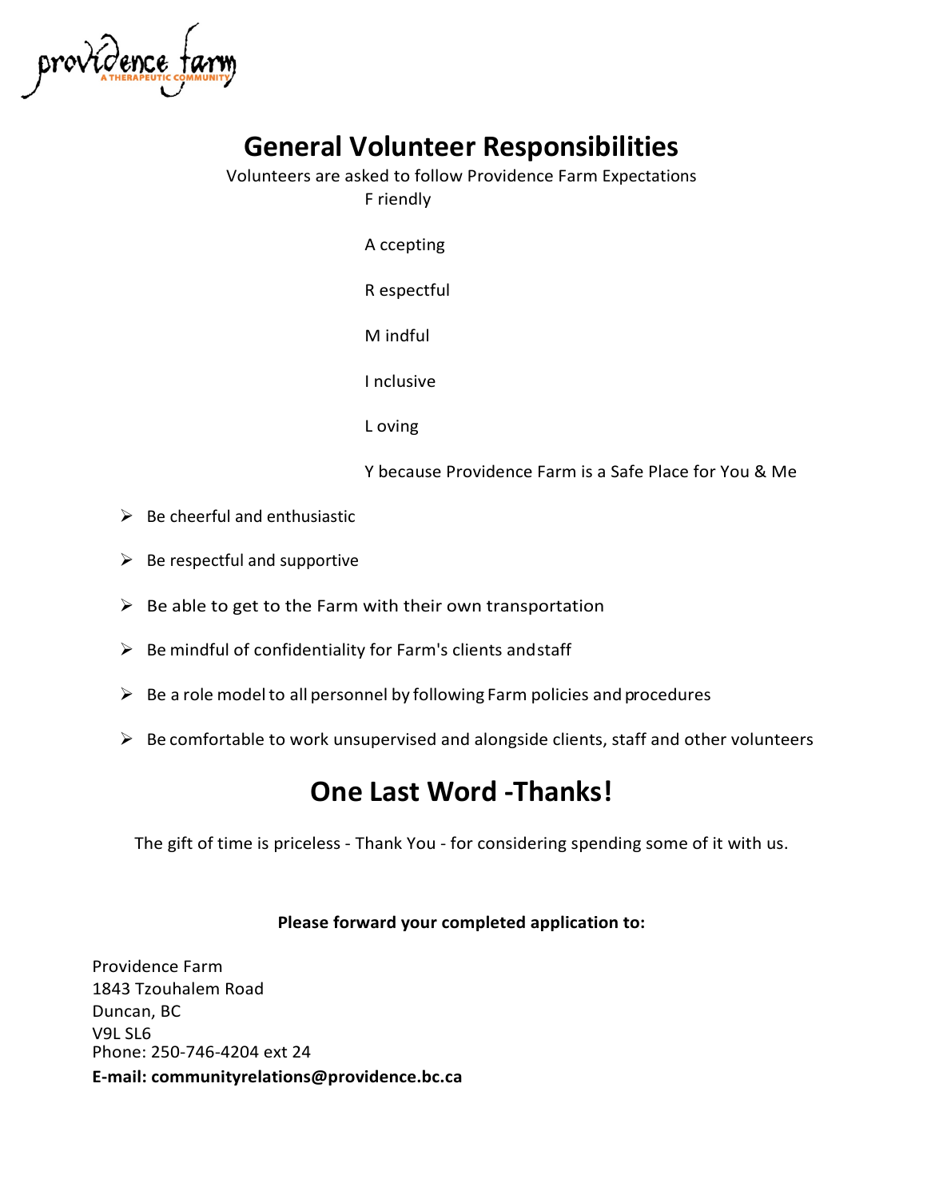# General Volunteer Responsibilities

Volunteers are asked to follow Providence Farm Expectations

F riendly

A ccepting

R espectful

M indful

I nclusive

L oving

Y because Providence Farm is a Safe Place for You & Me

- Be cheerful and enthusiastic
- Be respectful and supportive
- Be able to get to the Farm with their own transportation
- Be mindful of confidentiality for Farm's clients and staff
- Be a role model to all personnel by following Farm policies and procedures
- Be comfortable to work unsupervised and alongside clients, staff and other volunteers

# One Last Word -Thanks!

The gift of time is priceless - Thank You - for considering spending some of it with us.

**Please forward your completed application to:**

Providence Farm
1843 Tzouhalem Road
Duncan, BC
V9L SL6
Phone: 250-746-4204 ext 24

**E-mail: communityrelations@providence.bc.ca**